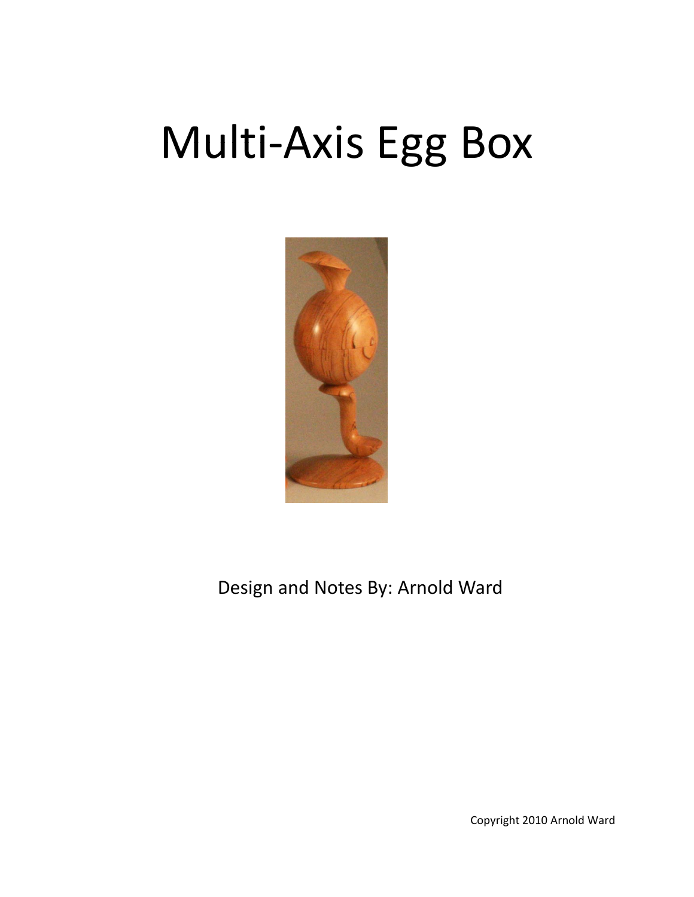# Multi-Axis Egg Box

Design and Notes By: Arnold Ward

Copyright 2010 Arnold Ward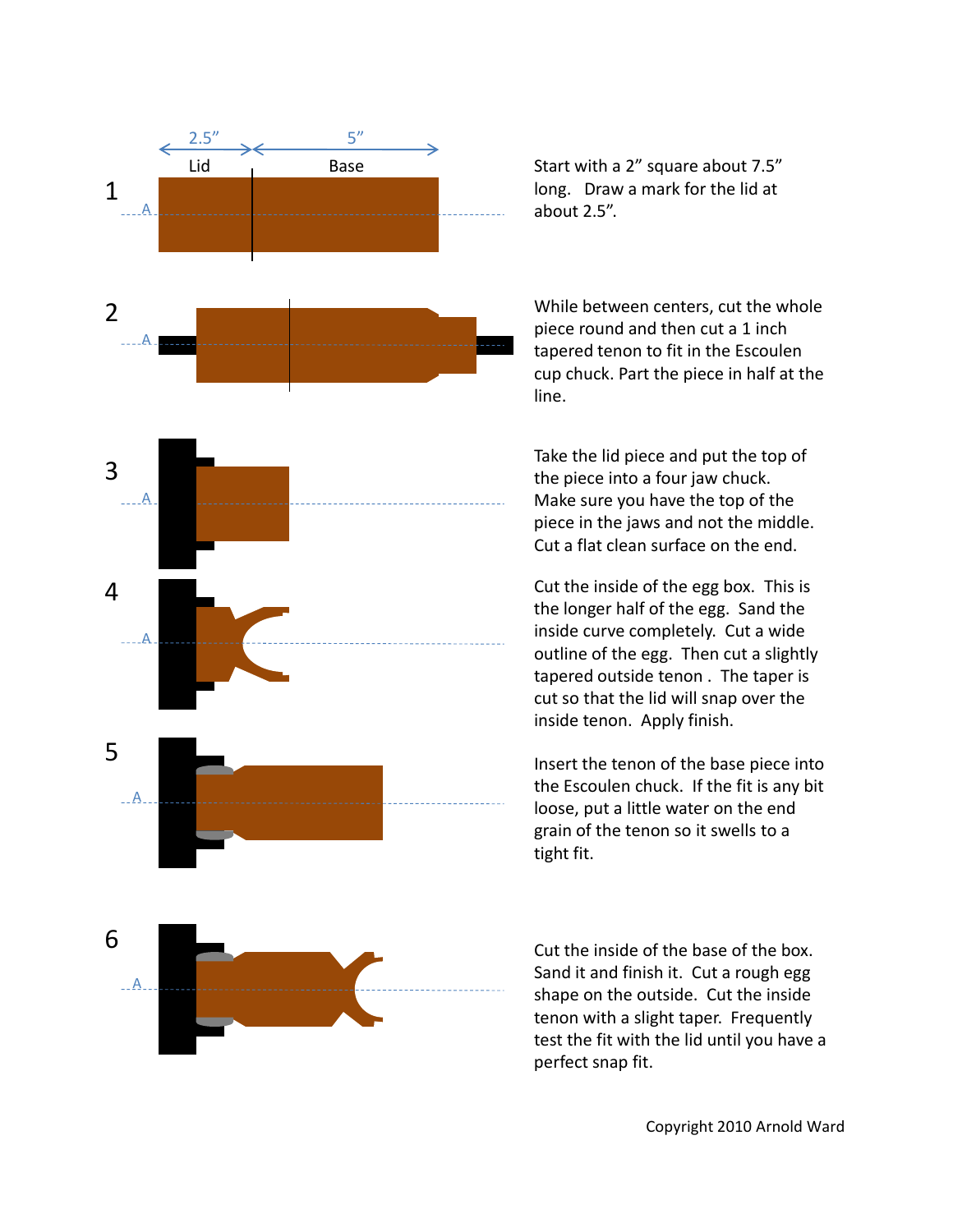2.5” Lid

5” Base

1

Start with a 2” square about 7.5” long. Draw a mark for the lid at about 2.5”.

2

While between centers, cut the whole piece round and then cut a 1 inch tapered tenon to fit in the Escoulen cup chuck. Part the piece in half at the line.

3

Take the lid piece and put the top of the piece into a four jaw chuck. Make sure you have the top of the piece in the jaws and not the middle. Cut a flat clean surface on the end.

4

Cut the inside of the egg box. This is the longer half of the egg. Sand the inside curve completely. Cut a wide outline of the egg. Then cut a slightly tapered outside tenon . The taper is cut so that the lid will snap over the inside tenon. Apply finish.

5

Insert the tenon of the base piece into the Escoulen chuck. If the fit is any bit loose, put a little water on the end grain of the tenon so it swells to a tight fit.

6

Cut the inside of the base of the box. Sand it and finish it. Cut a rough egg shape on the outside. Cut the inside tenon with a slight taper. Frequently test the fit with the lid until you have a perfect snap fit.

Copyright 2010 Arnold Ward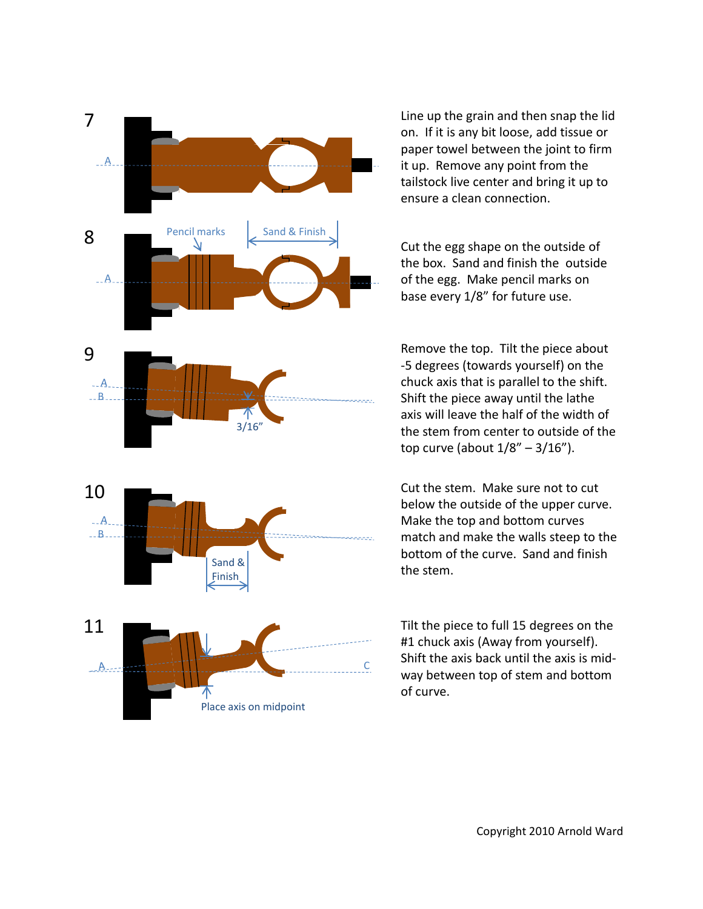7

A

Line up the grain and then snap the lid on. If it is any bit loose, add tissue or paper towel between the joint to firm it up. Remove any point from the tailstock live center and bring it up to ensure a clean connection.

8

Pencil marks

Sand & Finish

A

Cut the egg shape on the outside of the box. Sand and finish the outside of the egg. Make pencil marks on base every 1/8" for future use.

9

A

B

3/16"

Remove the top. Tilt the piece about -5 degrees (towards yourself) on the chuck axis that is parallel to the shift. Shift the piece away until the lathe axis will leave the half of the width of the stem from center to outside of the top curve (about 1/8" – 3/16").

10

A

B

Sand & Finish

Cut the stem. Make sure not to cut below the outside of the upper curve. Make the top and bottom curves match and make the walls steep to the bottom of the curve. Sand and finish the stem.

11

A

C

Place axis on midpoint

Tilt the piece to full 15 degrees on the #1 chuck axis (Away from yourself). Shift the axis back until the axis is mid-way between top of stem and bottom of curve.

Copyright 2010 Arnold Ward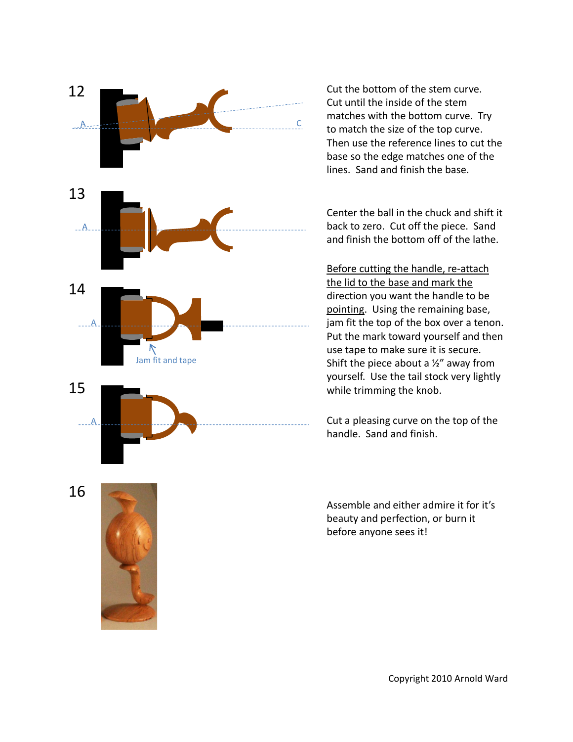12

A

C

Cut the bottom of the stem curve. Cut until the inside of the stem matches with the bottom curve. Try to match the size of the top curve. Then use the reference lines to cut the base so the edge matches one of the lines. Sand and finish the base.

13

A

Center the ball in the chuck and shift it back to zero. Cut off the piece. Sand and finish the bottom off of the lathe.

14

A

Jam fit and tape

<u>Before cutting the handle, re-attach the lid to the base and mark the direction you want the handle to be pointing</u>. Using the remaining base, jam fit the top of the box over a tenon. Put the mark toward yourself and then use tape to make sure it is secure. Shift the piece about a ½" away from yourself. Use the tail stock very lightly while trimming the knob.

15

A

Cut a pleasing curve on the top of the handle. Sand and finish.

16

Assemble and either admire it for it's beauty and perfection, or burn it before anyone sees it!

Copyright 2010 Arnold Ward